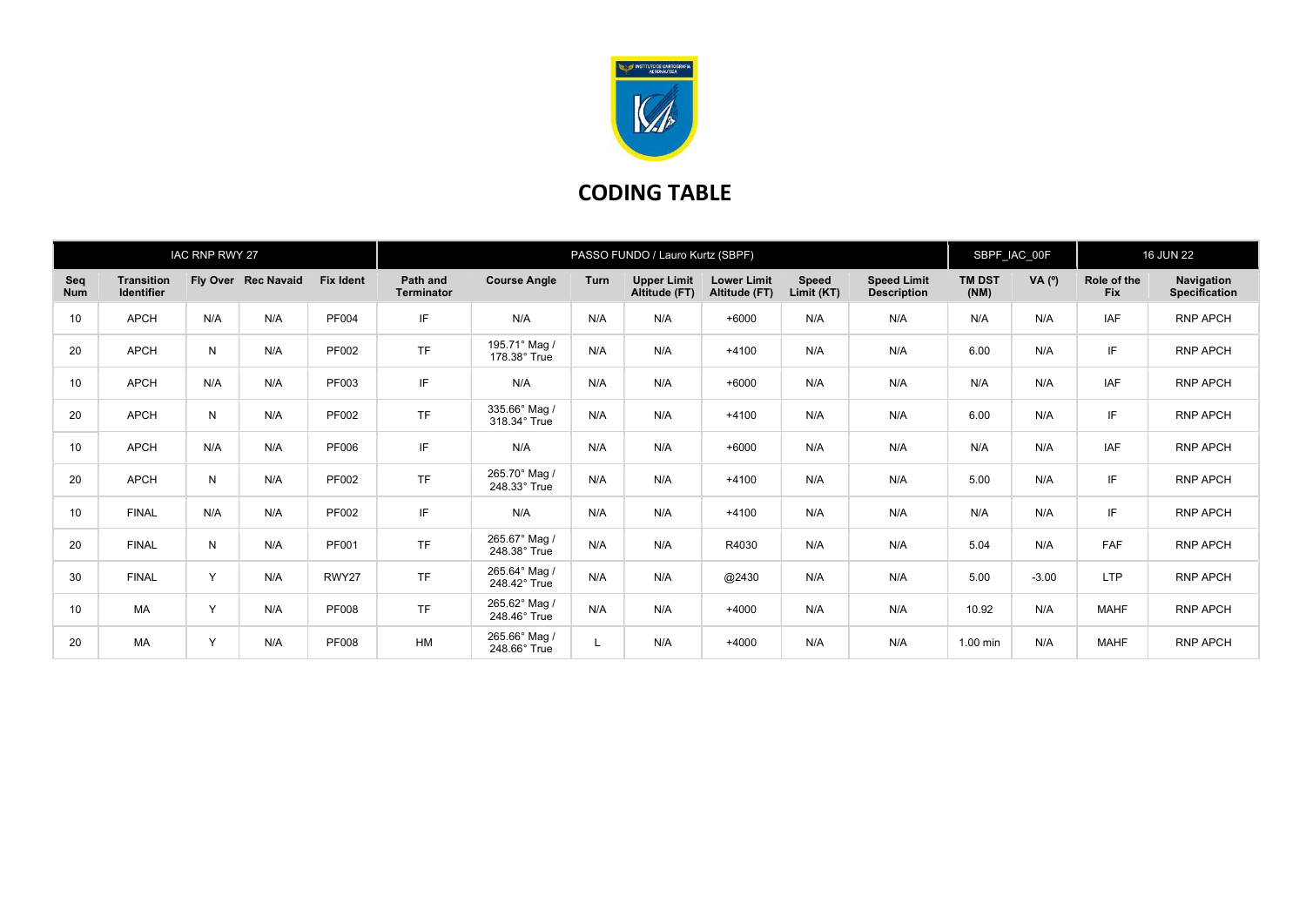# CODING TABLE

| IAC RNP RWY 27 | | | | PASSO FUNDO / Lauro Kurtz (SBPF) | | | | | | | SBPF_IAC_00F | | 16 JUN 22 | |
|---|---|---|---|---|---|---|---|---|---|---|---|---|---|---|
| **Seq Num** | **Transition Identifier** | **Fly Over** | **Rec Navaid** | **Fix Ident** | **Path and Terminator** | **Course Angle** | **Turn** | **Upper Limit Altitude (FT)** | **Lower Limit Altitude (FT)** | **Speed Limit (KT)** | **Speed Limit Description** | **TM DST (NM)** | **VA (º)** | **Role of the Fix** | **Navigation Specification** |
| 10 | APCH | N/A | N/A | PF004 | IF | N/A | N/A | N/A | +6000 | N/A | N/A | N/A | N/A | IAF | RNP APCH |
| 20 | APCH | N | N/A | PF002 | TF | 195.71° Mag / 178.38° True | N/A | N/A | +4100 | N/A | N/A | 6.00 | N/A | IF | RNP APCH |
| 10 | APCH | N/A | N/A | PF003 | IF | N/A | N/A | N/A | +6000 | N/A | N/A | N/A | N/A | IAF | RNP APCH |
| 20 | APCH | N | N/A | PF002 | TF | 335.66° Mag / 318.34° True | N/A | N/A | +4100 | N/A | N/A | 6.00 | N/A | IF | RNP APCH |
| 10 | APCH | N/A | N/A | PF006 | IF | N/A | N/A | N/A | +6000 | N/A | N/A | N/A | N/A | IAF | RNP APCH |
| 20 | APCH | N | N/A | PF002 | TF | 265.70° Mag / 248.33° True | N/A | N/A | +4100 | N/A | N/A | 5.00 | N/A | IF | RNP APCH |
| 10 | FINAL | N/A | N/A | PF002 | IF | N/A | N/A | N/A | +4100 | N/A | N/A | N/A | N/A | IF | RNP APCH |
| 20 | FINAL | N | N/A | PF001 | TF | 265.67° Mag / 248.38° True | N/A | N/A | R4030 | N/A | N/A | 5.04 | N/A | FAF | RNP APCH |
| 30 | FINAL | Y | N/A | RWY27 | TF | 265.64° Mag / 248.42° True | N/A | N/A | @2430 | N/A | N/A | 5.00 | -3.00 | LTP | RNP APCH |
| 10 | MA | Y | N/A | PF008 | TF | 265.62° Mag / 248.46° True | N/A | N/A | +4000 | N/A | N/A | 10.92 | N/A | MAHF | RNP APCH |
| 20 | MA | Y | N/A | PF008 | HM | 265.66° Mag / 248.66° True | L | N/A | +4000 | N/A | N/A | 1.00 min | N/A | MAHF | RNP APCH |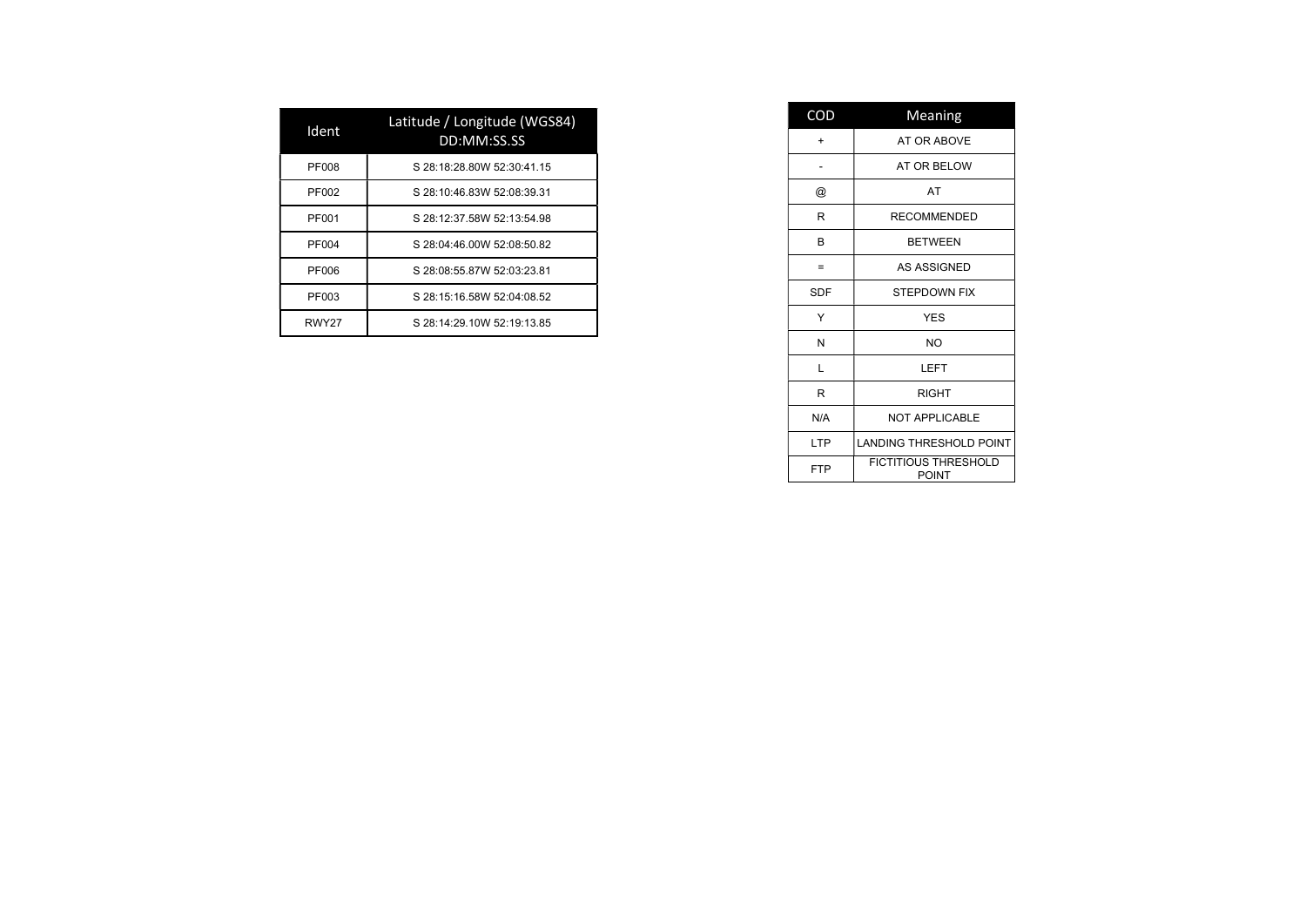| Ident | Latitude / Longitude (WGS84) DD:MM:SS.SS |
|---|---|
| PF008 | S 28:18:28.80W 52:30:41.15 |
| PF002 | S 28:10:46.83W 52:08:39.31 |
| PF001 | S 28:12:37.58W 52:13:54.98 |
| PF004 | S 28:04:46.00W 52:08:50.82 |
| PF006 | S 28:08:55.87W 52:03:23.81 |
| PF003 | S 28:15:16.58W 52:04:08.52 |
| RWY27 | S 28:14:29.10W 52:19:13.85 |

| COD | Meaning |
|---|---|
| + | AT OR ABOVE |
| - | AT OR BELOW |
| @ | AT |
| R | RECOMMENDED |
| B | BETWEEN |
| = | AS ASSIGNED |
| SDF | STEPDOWN FIX |
| Y | YES |
| N | NO |
| L | LEFT |
| R | RIGHT |
| N/A | NOT APPLICABLE |
| LTP | LANDING THRESHOLD POINT |
| FTP | FICTITIOUS THRESHOLD POINT |